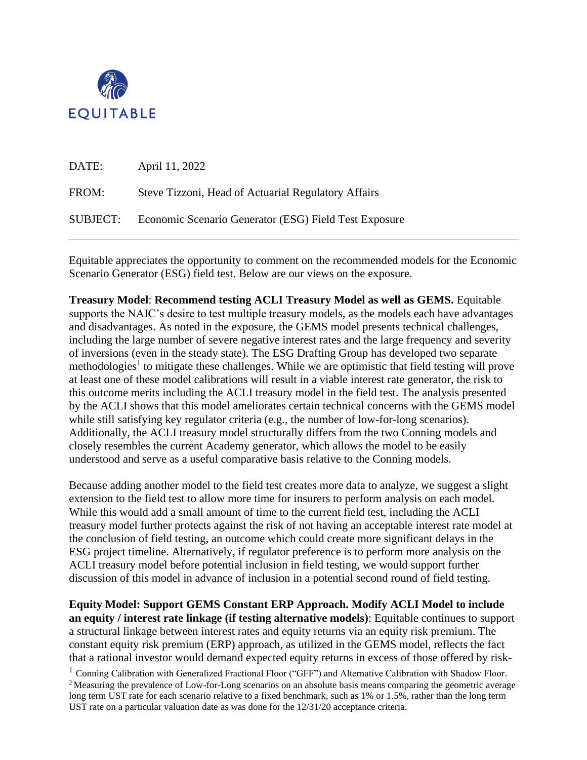EQUITABLE

DATE: April 11, 2022

FROM: Steve Tizzoni, Head of Actuarial Regulatory Affairs

SUBJECT: Economic Scenario Generator (ESG) Field Test Exposure

---

Equitable appreciates the opportunity to comment on the recommended models for the Economic Scenario Generator (ESG) field test. Below are our views on the exposure.

**Treasury Model**: **Recommend testing ACLI Treasury Model as well as GEMS.** Equitable supports the NAIC's desire to test multiple treasury models, as the models each have advantages and disadvantages. As noted in the exposure, the GEMS model presents technical challenges, including the large number of severe negative interest rates and the large frequency and severity of inversions (even in the steady state). The ESG Drafting Group has developed two separate methodologies[1] to mitigate these challenges. While we are optimistic that field testing will prove at least one of these model calibrations will result in a viable interest rate generator, the risk to this outcome merits including the ACLI treasury model in the field test. The analysis presented by the ACLI shows that this model ameliorates certain technical concerns with the GEMS model while still satisfying key regulator criteria (e.g., the number of low-for-long scenarios). Additionally, the ACLI treasury model structurally differs from the two Conning models and closely resembles the current Academy generator, which allows the model to be easily understood and serve as a useful comparative basis relative to the Conning models.

Because adding another model to the field test creates more data to analyze, we suggest a slight extension to the field test to allow more time for insurers to perform analysis on each model. While this would add a small amount of time to the current field test, including the ACLI treasury model further protects against the risk of not having an acceptable interest rate model at the conclusion of field testing, an outcome which could create more significant delays in the ESG project timeline. Alternatively, if regulator preference is to perform more analysis on the ACLI treasury model before potential inclusion in field testing, we would support further discussion of this model in advance of inclusion in a potential second round of field testing.

**Equity Model: Support GEMS Constant ERP Approach. Modify ACLI Model to include an equity / interest rate linkage (if testing alternative models)**: Equitable continues to support a structural linkage between interest rates and equity returns via an equity risk premium. The constant equity risk premium (ERP) approach, as utilized in the GEMS model, reflects the fact that a rational investor would demand expected equity returns in excess of those offered by risk-

[1] Conning Calibration with Generalized Fractional Floor ("GFF") and Alternative Calibration with Shadow Floor.

[2] Measuring the prevalence of Low-for-Long scenarios on an absolute basis means comparing the geometric average long term UST rate for each scenario relative to a fixed benchmark, such as 1% or 1.5%, rather than the long term UST rate on a particular valuation date as was done for the 12/31/20 acceptance criteria.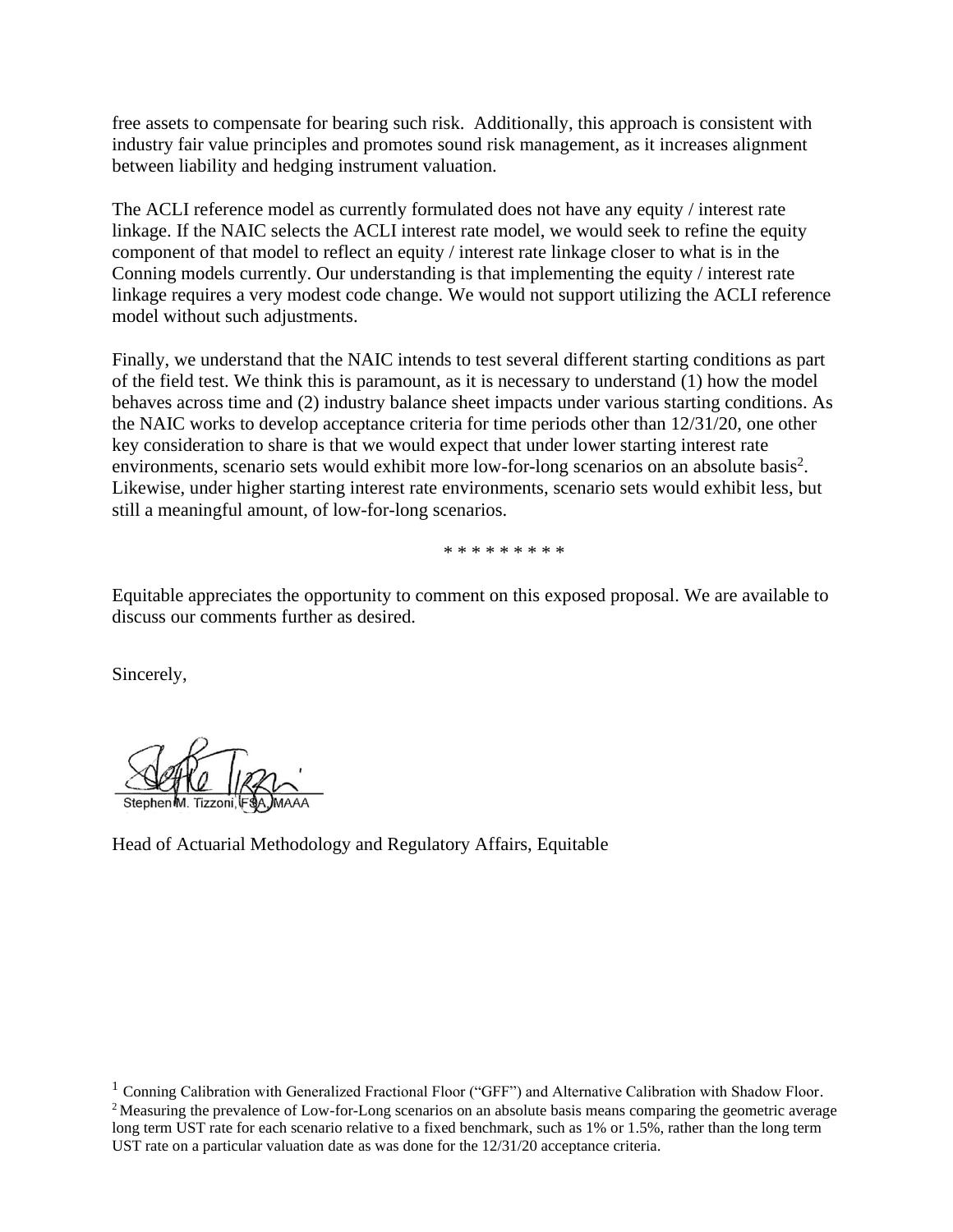free assets to compensate for bearing such risk. Additionally, this approach is consistent with industry fair value principles and promotes sound risk management, as it increases alignment between liability and hedging instrument valuation.

The ACLI reference model as currently formulated does not have any equity / interest rate linkage. If the NAIC selects the ACLI interest rate model, we would seek to refine the equity component of that model to reflect an equity / interest rate linkage closer to what is in the Conning models currently. Our understanding is that implementing the equity / interest rate linkage requires a very modest code change. We would not support utilizing the ACLI reference model without such adjustments.

Finally, we understand that the NAIC intends to test several different starting conditions as part of the field test. We think this is paramount, as it is necessary to understand (1) how the model behaves across time and (2) industry balance sheet impacts under various starting conditions. As the NAIC works to develop acceptance criteria for time periods other than 12/31/20, one other key consideration to share is that we would expect that under lower starting interest rate environments, scenario sets would exhibit more low-for-long scenarios on an absolute basis[2]. Likewise, under higher starting interest rate environments, scenario sets would exhibit less, but still a meaningful amount, of low-for-long scenarios.

* * * * * * * * *

Equitable appreciates the opportunity to comment on this exposed proposal. We are available to discuss our comments further as desired.

Sincerely,

Stephen M. Tizzoni, FSA, MAAA

Head of Actuarial Methodology and Regulatory Affairs, Equitable

[1] Conning Calibration with Generalized Fractional Floor ("GFF") and Alternative Calibration with Shadow Floor.

[2] Measuring the prevalence of Low-for-Long scenarios on an absolute basis means comparing the geometric average long term UST rate for each scenario relative to a fixed benchmark, such as 1% or 1.5%, rather than the long term UST rate on a particular valuation date as was done for the 12/31/20 acceptance criteria.